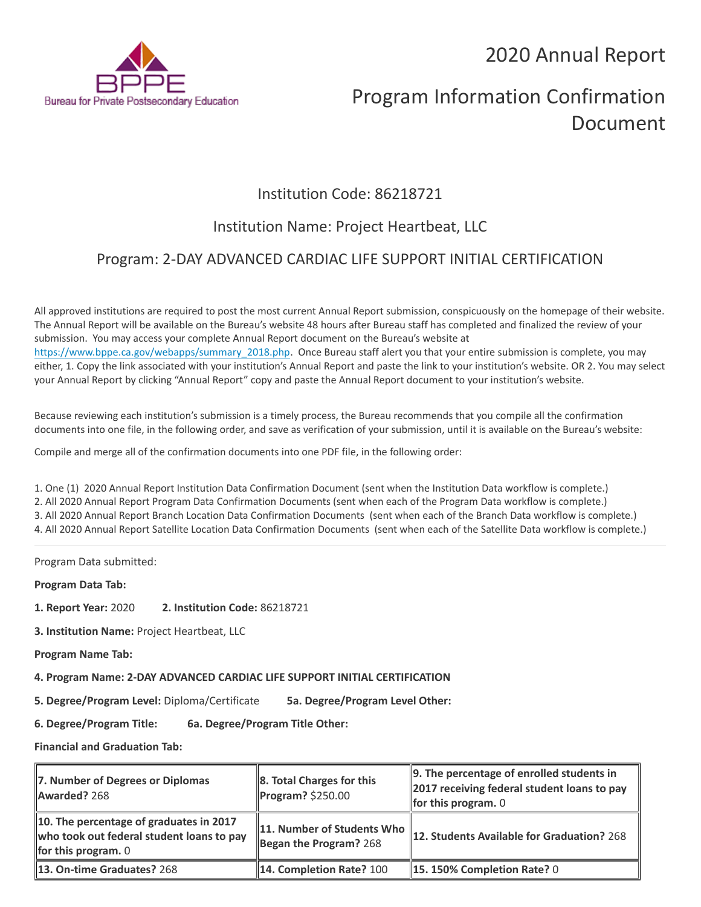# 2020 Annual Report

# Program Information Confirmation Document

## Institution Code: 86218721

## Institution Name: Project Heartbeat, LLC

## Program: 2-DAY ADVANCED CARDIAC LIFE SUPPORT INITIAL CERTIFICATION

All approved institutions are required to post the most current Annual Report submission, conspicuously on the homepage of their website. The Annual Report will be available on the Bureau's website 48 hours after Bureau staff has completed and finalized the review of your submission. You may access your complete Annual Report document on the Bureau's website at https://www.bppe.ca.gov/webapps/summary_2018.php. Once Bureau staff alert you that your entire submission is complete, you may either, 1. Copy the link associated with your institution's Annual Report and paste the link to your institution's website. OR 2. You may select your Annual Report by clicking "Annual Report" copy and paste the Annual Report document to your institution's website.

Because reviewing each institution's submission is a timely process, the Bureau recommends that you compile all the confirmation documents into one file, in the following order, and save as verification of your submission, until it is available on the Bureau's website:

Compile and merge all of the confirmation documents into one PDF file, in the following order:

1. One (1) 2020 Annual Report Institution Data Confirmation Document (sent when the Institution Data workflow is complete.)
2. All 2020 Annual Report Program Data Confirmation Documents (sent when each of the Program Data workflow is complete.)
3. All 2020 Annual Report Branch Location Data Confirmation Documents (sent when each of the Branch Data workflow is complete.)
4. All 2020 Annual Report Satellite Location Data Confirmation Documents (sent when each of the Satellite Data workflow is complete.)

---

Program Data submitted:

**Program Data Tab:**

**1. Report Year:** 2020 **2. Institution Code:** 86218721

**3. Institution Name:** Project Heartbeat, LLC

**Program Name Tab:**

**4. Program Name: 2-DAY ADVANCED CARDIAC LIFE SUPPORT INITIAL CERTIFICATION**

**5. Degree/Program Level:** Diploma/Certificate **5a. Degree/Program Level Other:**

**6. Degree/Program Title:** **6a. Degree/Program Title Other:**

**Financial and Graduation Tab:**

| | | |
|---|---|---|
| **7. Number of Degrees or Diplomas Awarded?** 268 | **8. Total Charges for this Program?** $250.00 | **9. The percentage of enrolled students in 2017 receiving federal student loans to pay for this program.** 0 |
| **10. The percentage of graduates in 2017 who took out federal student loans to pay for this program.** 0 | **11. Number of Students Who Began the Program?** 268 | **12. Students Available for Graduation?** 268 |
| **13. On-time Graduates?** 268 | **14. Completion Rate?** 100 | **15. 150% Completion Rate?** 0 |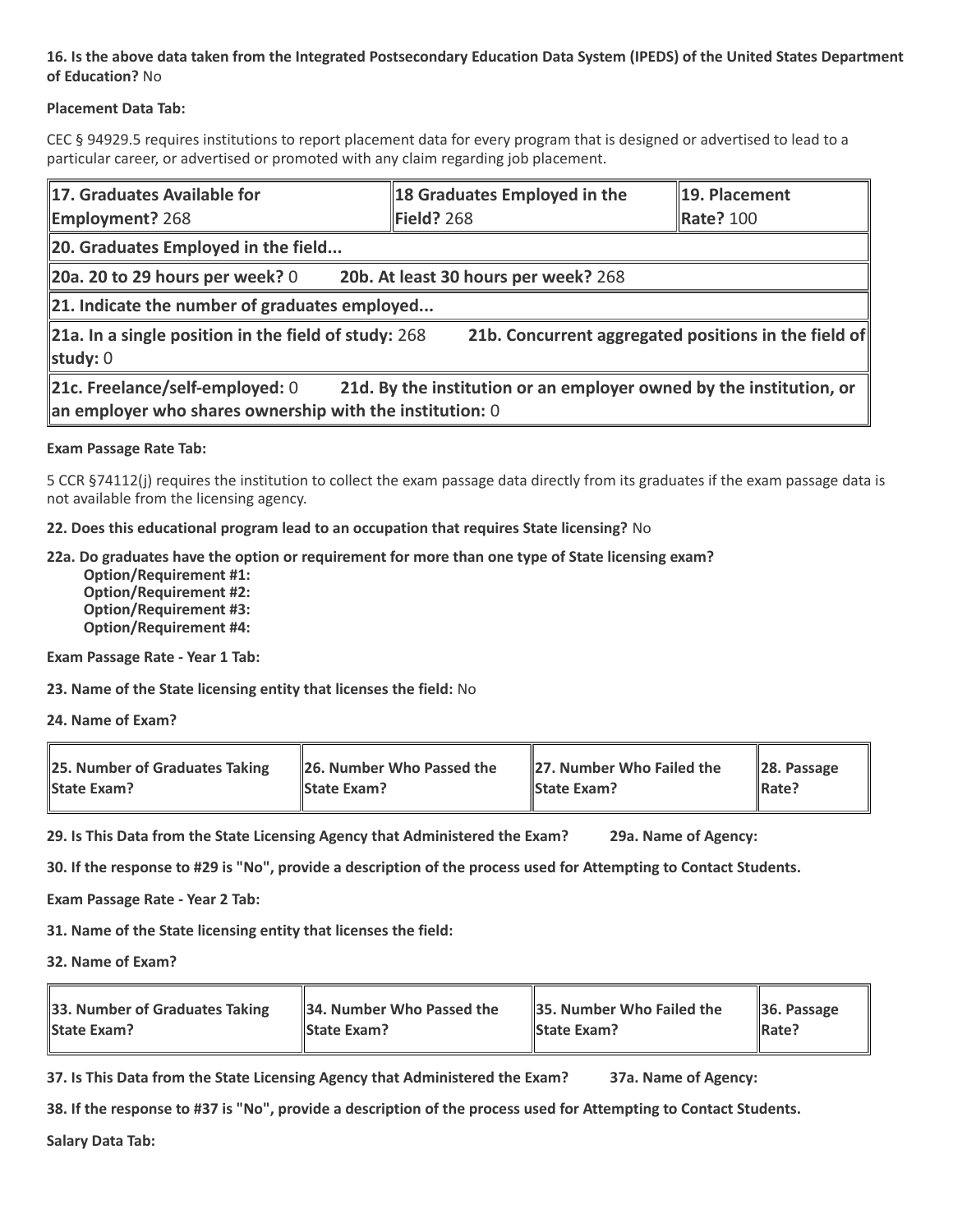**16. Is the above data taken from the Integrated Postsecondary Education Data System (IPEDS) of the United States Department of Education?** No

**Placement Data Tab:**

CEC § 94929.5 requires institutions to report placement data for every program that is designed or advertised to lead to a particular career, or advertised or promoted with any claim regarding job placement.

| **17. Graduates Available for Employment?** 268 | **18 Graduates Employed in the Field?** 268 | **19. Placement Rate?** 100 |
|---|---|---|
| **20. Graduates Employed in the field...** | | |
| **20a. 20 to 29 hours per week?** 0 | **20b. At least 30 hours per week?** 268 | |
| **21. Indicate the number of graduates employed...** | | |
| **21a. In a single position in the field of study:** 268 | **21b. Concurrent aggregated positions in the field of study:** 0 | |
| **21c. Freelance/self-employed:** 0 | **21d. By the institution or an employer owned by the institution, or an employer who shares ownership with the institution:** 0 | |

**Exam Passage Rate Tab:**

5 CCR §74112(j) requires the institution to collect the exam passage data directly from its graduates if the exam passage data is not available from the licensing agency.

**22. Does this educational program lead to an occupation that requires State licensing?** No

**22a. Do graduates have the option or requirement for more than one type of State licensing exam?**
  **Option/Requirement #1:**
  **Option/Requirement #2:**
  **Option/Requirement #3:**
  **Option/Requirement #4:**

**Exam Passage Rate - Year 1 Tab:**

**23. Name of the State licensing entity that licenses the field:** No

**24. Name of Exam?**

| **25. Number of Graduates Taking State Exam?** | **26. Number Who Passed the State Exam?** | **27. Number Who Failed the State Exam?** | **28. Passage Rate?** |
|---|---|---|---|

**29. Is This Data from the State Licensing Agency that Administered the Exam?** **29a. Name of Agency:**

**30. If the response to #29 is "No", provide a description of the process used for Attempting to Contact Students.**

**Exam Passage Rate - Year 2 Tab:**

**31. Name of the State licensing entity that licenses the field:**

**32. Name of Exam?**

| **33. Number of Graduates Taking State Exam?** | **34. Number Who Passed the State Exam?** | **35. Number Who Failed the State Exam?** | **36. Passage Rate?** |
|---|---|---|---|

**37. Is This Data from the State Licensing Agency that Administered the Exam?** **37a. Name of Agency:**

**38. If the response to #37 is "No", provide a description of the process used for Attempting to Contact Students.**

**Salary Data Tab:**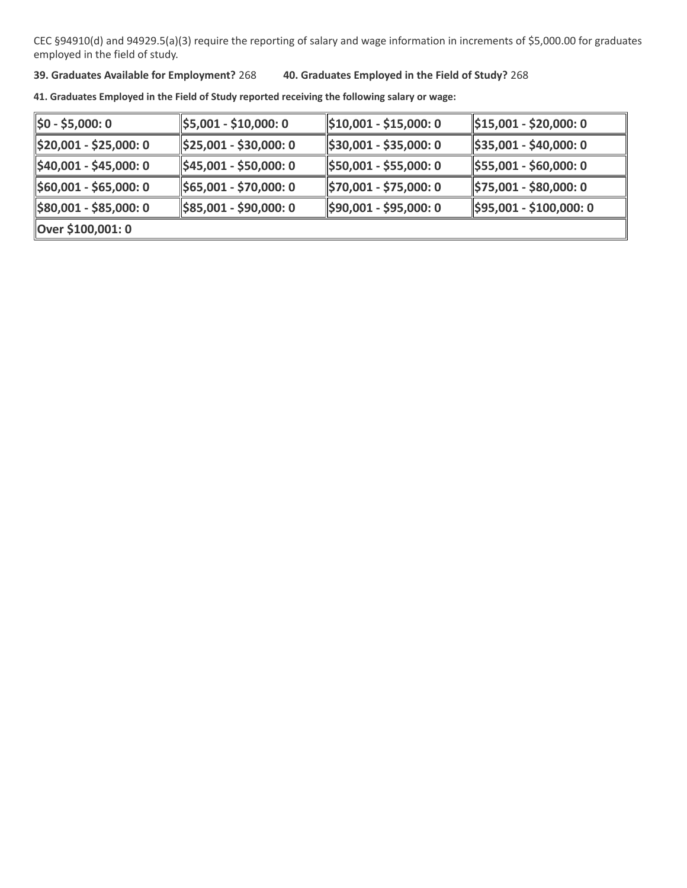CEC §94910(d) and 94929.5(a)(3) require the reporting of salary and wage information in increments of $5,000.00 for graduates employed in the field of study.

**39. Graduates Available for Employment?** 268 **40. Graduates Employed in the Field of Study?** 268

**41. Graduates Employed in the Field of Study reported receiving the following salary or wage:**

| | | | |
|---|---|---|---|
| **$0 - $5,000: 0** | **$5,001 - $10,000: 0** | **$10,001 - $15,000: 0** | **$15,001 - $20,000: 0** |
| **$20,001 - $25,000: 0** | **$25,001 - $30,000: 0** | **$30,001 - $35,000: 0** | **$35,001 - $40,000: 0** |
| **$40,001 - $45,000: 0** | **$45,001 - $50,000: 0** | **$50,001 - $55,000: 0** | **$55,001 - $60,000: 0** |
| **$60,001 - $65,000: 0** | **$65,001 - $70,000: 0** | **$70,001 - $75,000: 0** | **$75,001 - $80,000: 0** |
| **$80,001 - $85,000: 0** | **$85,001 - $90,000: 0** | **$90,001 - $95,000: 0** | **$95,001 - $100,000: 0** |
| **Over $100,001: 0** | | | |